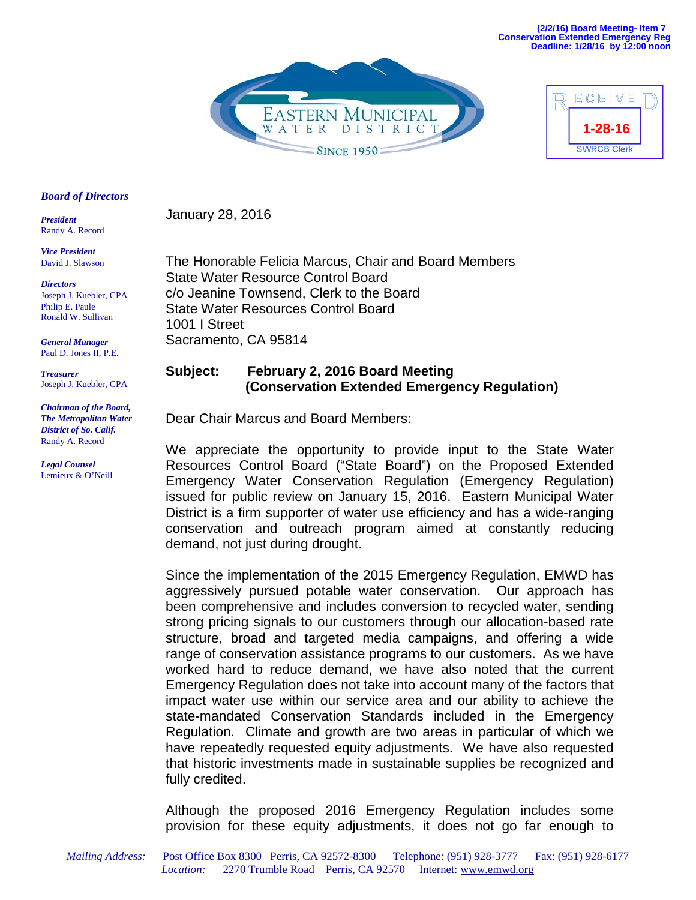(2/2/16) Board Meeting- Item 7
Conservation Extended Emergency Reg
Deadline: 1/28/16 by 12:00 noon

EASTERN MUNICIPAL WATER DISTRICT
SINCE 1950

RECEIVED
1-28-16
SWRCB Clerk

***Board of Directors***

***President***
Randy A. Record

***Vice President***
David J. Slawson

***Directors***
Joseph J. Kuebler, CPA
Philip E. Paule
Ronald W. Sullivan

***General Manager***
Paul D. Jones II, P.E.

***Treasurer***
Joseph J. Kuebler, CPA

***Chairman of the Board, The Metropolitan Water District of So. Calif.***
Randy A. Record

***Legal Counsel***
Lemieux & O'Neill

January 28, 2016

The Honorable Felicia Marcus, Chair and Board Members
State Water Resource Control Board
c/o Jeanine Townsend, Clerk to the Board
State Water Resources Control Board
1001 I Street
Sacramento, CA 95814

**Subject: February 2, 2016 Board Meeting (Conservation Extended Emergency Regulation)**

Dear Chair Marcus and Board Members:

We appreciate the opportunity to provide input to the State Water Resources Control Board ("State Board") on the Proposed Extended Emergency Water Conservation Regulation (Emergency Regulation) issued for public review on January 15, 2016. Eastern Municipal Water District is a firm supporter of water use efficiency and has a wide-ranging conservation and outreach program aimed at constantly reducing demand, not just during drought.

Since the implementation of the 2015 Emergency Regulation, EMWD has aggressively pursued potable water conservation. Our approach has been comprehensive and includes conversion to recycled water, sending strong pricing signals to our customers through our allocation-based rate structure, broad and targeted media campaigns, and offering a wide range of conservation assistance programs to our customers. As we have worked hard to reduce demand, we have also noted that the current Emergency Regulation does not take into account many of the factors that impact water use within our service area and our ability to achieve the state-mandated Conservation Standards included in the Emergency Regulation. Climate and growth are two areas in particular of which we have repeatedly requested equity adjustments. We have also requested that historic investments made in sustainable supplies be recognized and fully credited.

Although the proposed 2016 Emergency Regulation includes some provision for these equity adjustments, it does not go far enough to

*Mailing Address:* Post Office Box 8300 Perris, CA 92572-8300 Telephone: (951) 928-3777 Fax: (951) 928-6177
*Location:* 2270 Trumble Road Perris, CA 92570 Internet: www.emwd.org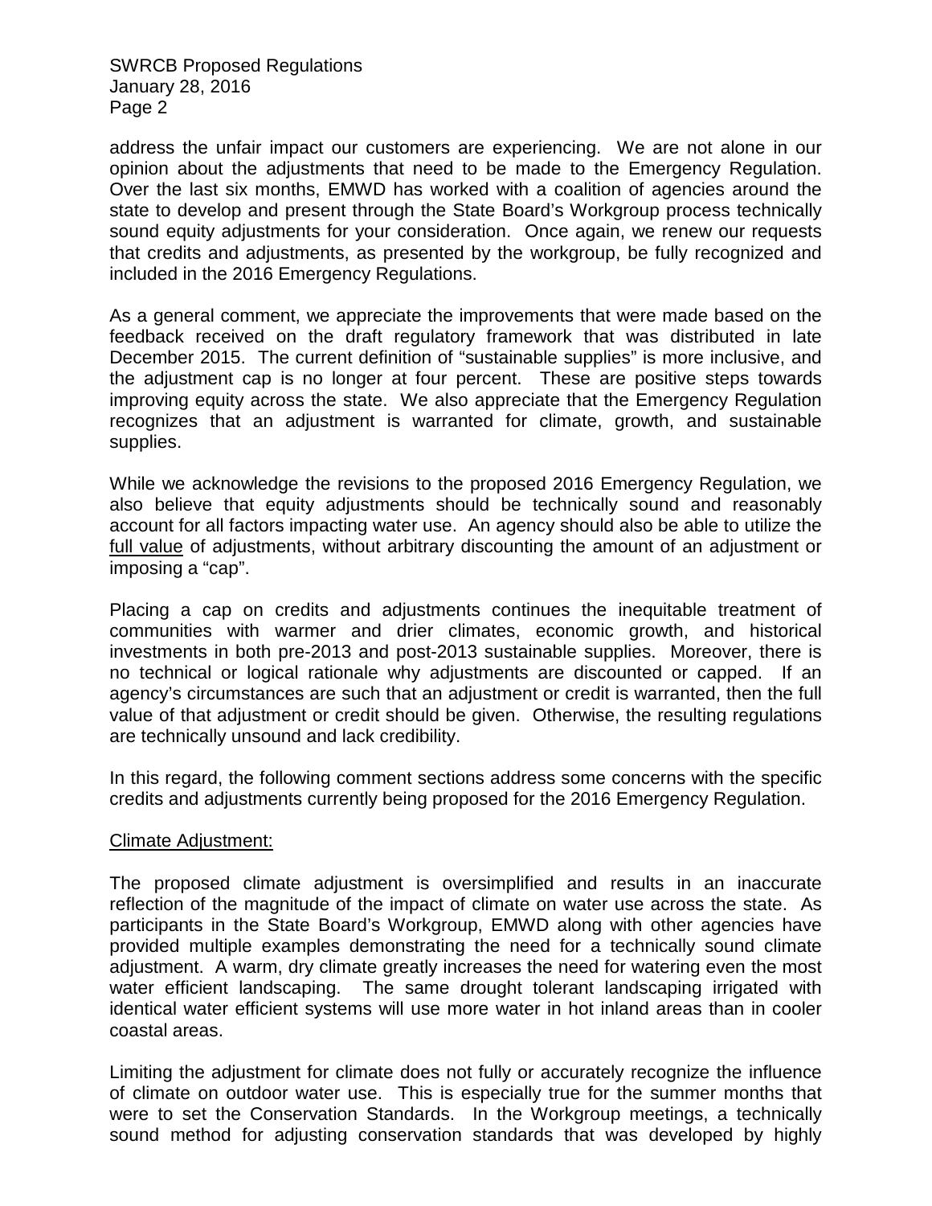address the unfair impact our customers are experiencing. We are not alone in our opinion about the adjustments that need to be made to the Emergency Regulation. Over the last six months, EMWD has worked with a coalition of agencies around the state to develop and present through the State Board's Workgroup process technically sound equity adjustments for your consideration. Once again, we renew our requests that credits and adjustments, as presented by the workgroup, be fully recognized and included in the 2016 Emergency Regulations.

As a general comment, we appreciate the improvements that were made based on the feedback received on the draft regulatory framework that was distributed in late December 2015. The current definition of "sustainable supplies" is more inclusive, and the adjustment cap is no longer at four percent. These are positive steps towards improving equity across the state. We also appreciate that the Emergency Regulation recognizes that an adjustment is warranted for climate, growth, and sustainable supplies.

While we acknowledge the revisions to the proposed 2016 Emergency Regulation, we also believe that equity adjustments should be technically sound and reasonably account for all factors impacting water use. An agency should also be able to utilize the <u>full value</u> of adjustments, without arbitrary discounting the amount of an adjustment or imposing a "cap".

Placing a cap on credits and adjustments continues the inequitable treatment of communities with warmer and drier climates, economic growth, and historical investments in both pre-2013 and post-2013 sustainable supplies. Moreover, there is no technical or logical rationale why adjustments are discounted or capped. If an agency's circumstances are such that an adjustment or credit is warranted, then the full value of that adjustment or credit should be given. Otherwise, the resulting regulations are technically unsound and lack credibility.

In this regard, the following comment sections address some concerns with the specific credits and adjustments currently being proposed for the 2016 Emergency Regulation.

<u>Climate Adjustment:</u>

The proposed climate adjustment is oversimplified and results in an inaccurate reflection of the magnitude of the impact of climate on water use across the state. As participants in the State Board's Workgroup, EMWD along with other agencies have provided multiple examples demonstrating the need for a technically sound climate adjustment. A warm, dry climate greatly increases the need for watering even the most water efficient landscaping. The same drought tolerant landscaping irrigated with identical water efficient systems will use more water in hot inland areas than in cooler coastal areas.

Limiting the adjustment for climate does not fully or accurately recognize the influence of climate on outdoor water use. This is especially true for the summer months that were to set the Conservation Standards. In the Workgroup meetings, a technically sound method for adjusting conservation standards that was developed by highly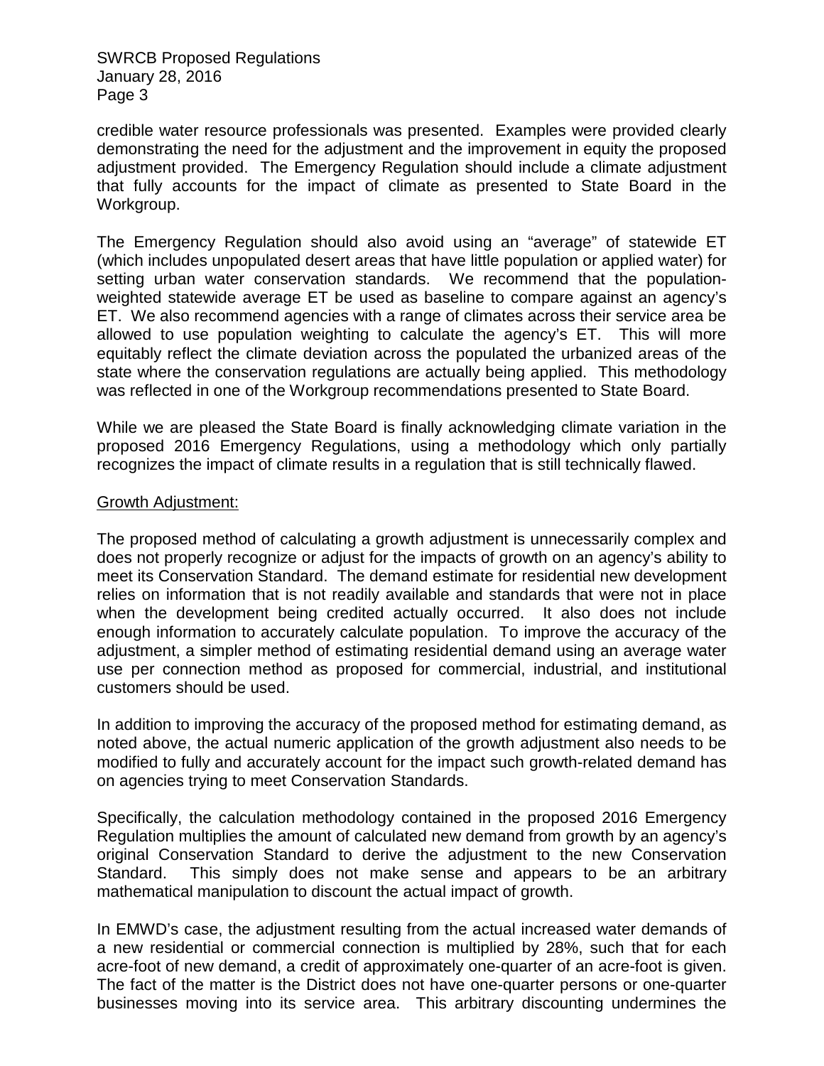credible water resource professionals was presented. Examples were provided clearly demonstrating the need for the adjustment and the improvement in equity the proposed adjustment provided. The Emergency Regulation should include a climate adjustment that fully accounts for the impact of climate as presented to State Board in the Workgroup.

The Emergency Regulation should also avoid using an "average" of statewide ET (which includes unpopulated desert areas that have little population or applied water) for setting urban water conservation standards. We recommend that the population-weighted statewide average ET be used as baseline to compare against an agency's ET. We also recommend agencies with a range of climates across their service area be allowed to use population weighting to calculate the agency's ET. This will more equitably reflect the climate deviation across the populated the urbanized areas of the state where the conservation regulations are actually being applied. This methodology was reflected in one of the Workgroup recommendations presented to State Board.

While we are pleased the State Board is finally acknowledging climate variation in the proposed 2016 Emergency Regulations, using a methodology which only partially recognizes the impact of climate results in a regulation that is still technically flawed.

<u>Growth Adjustment:</u>

The proposed method of calculating a growth adjustment is unnecessarily complex and does not properly recognize or adjust for the impacts of growth on an agency's ability to meet its Conservation Standard. The demand estimate for residential new development relies on information that is not readily available and standards that were not in place when the development being credited actually occurred. It also does not include enough information to accurately calculate population. To improve the accuracy of the adjustment, a simpler method of estimating residential demand using an average water use per connection method as proposed for commercial, industrial, and institutional customers should be used.

In addition to improving the accuracy of the proposed method for estimating demand, as noted above, the actual numeric application of the growth adjustment also needs to be modified to fully and accurately account for the impact such growth-related demand has on agencies trying to meet Conservation Standards.

Specifically, the calculation methodology contained in the proposed 2016 Emergency Regulation multiplies the amount of calculated new demand from growth by an agency's original Conservation Standard to derive the adjustment to the new Conservation Standard. This simply does not make sense and appears to be an arbitrary mathematical manipulation to discount the actual impact of growth.

In EMWD's case, the adjustment resulting from the actual increased water demands of a new residential or commercial connection is multiplied by 28%, such that for each acre-foot of new demand, a credit of approximately one-quarter of an acre-foot is given. The fact of the matter is the District does not have one-quarter persons or one-quarter businesses moving into its service area. This arbitrary discounting undermines the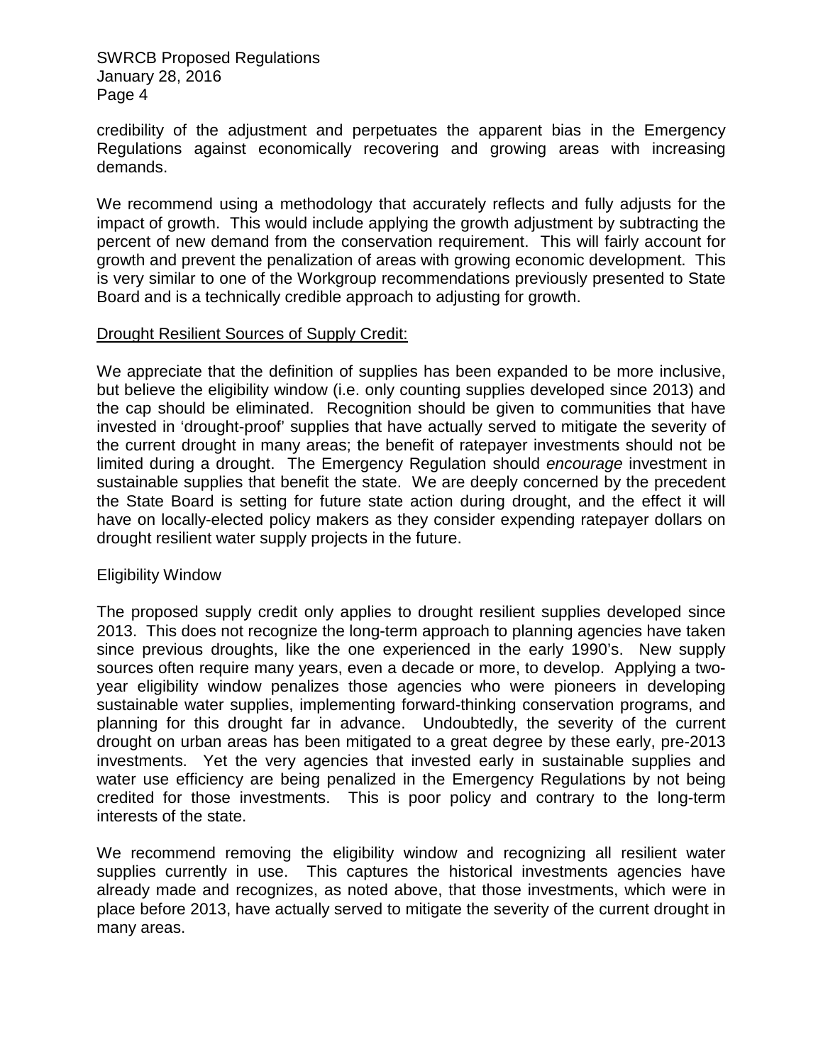credibility of the adjustment and perpetuates the apparent bias in the Emergency Regulations against economically recovering and growing areas with increasing demands.

We recommend using a methodology that accurately reflects and fully adjusts for the impact of growth. This would include applying the growth adjustment by subtracting the percent of new demand from the conservation requirement. This will fairly account for growth and prevent the penalization of areas with growing economic development. This is very similar to one of the Workgroup recommendations previously presented to State Board and is a technically credible approach to adjusting for growth.

<u>Drought Resilient Sources of Supply Credit:</u>

We appreciate that the definition of supplies has been expanded to be more inclusive, but believe the eligibility window (i.e. only counting supplies developed since 2013) and the cap should be eliminated. Recognition should be given to communities that have invested in 'drought-proof' supplies that have actually served to mitigate the severity of the current drought in many areas; the benefit of ratepayer investments should not be limited during a drought. The Emergency Regulation should *encourage* investment in sustainable supplies that benefit the state. We are deeply concerned by the precedent the State Board is setting for future state action during drought, and the effect it will have on locally-elected policy makers as they consider expending ratepayer dollars on drought resilient water supply projects in the future.

Eligibility Window

The proposed supply credit only applies to drought resilient supplies developed since 2013. This does not recognize the long-term approach to planning agencies have taken since previous droughts, like the one experienced in the early 1990's. New supply sources often require many years, even a decade or more, to develop. Applying a two-year eligibility window penalizes those agencies who were pioneers in developing sustainable water supplies, implementing forward-thinking conservation programs, and planning for this drought far in advance. Undoubtedly, the severity of the current drought on urban areas has been mitigated to a great degree by these early, pre-2013 investments. Yet the very agencies that invested early in sustainable supplies and water use efficiency are being penalized in the Emergency Regulations by not being credited for those investments. This is poor policy and contrary to the long-term interests of the state.

We recommend removing the eligibility window and recognizing all resilient water supplies currently in use. This captures the historical investments agencies have already made and recognizes, as noted above, that those investments, which were in place before 2013, have actually served to mitigate the severity of the current drought in many areas.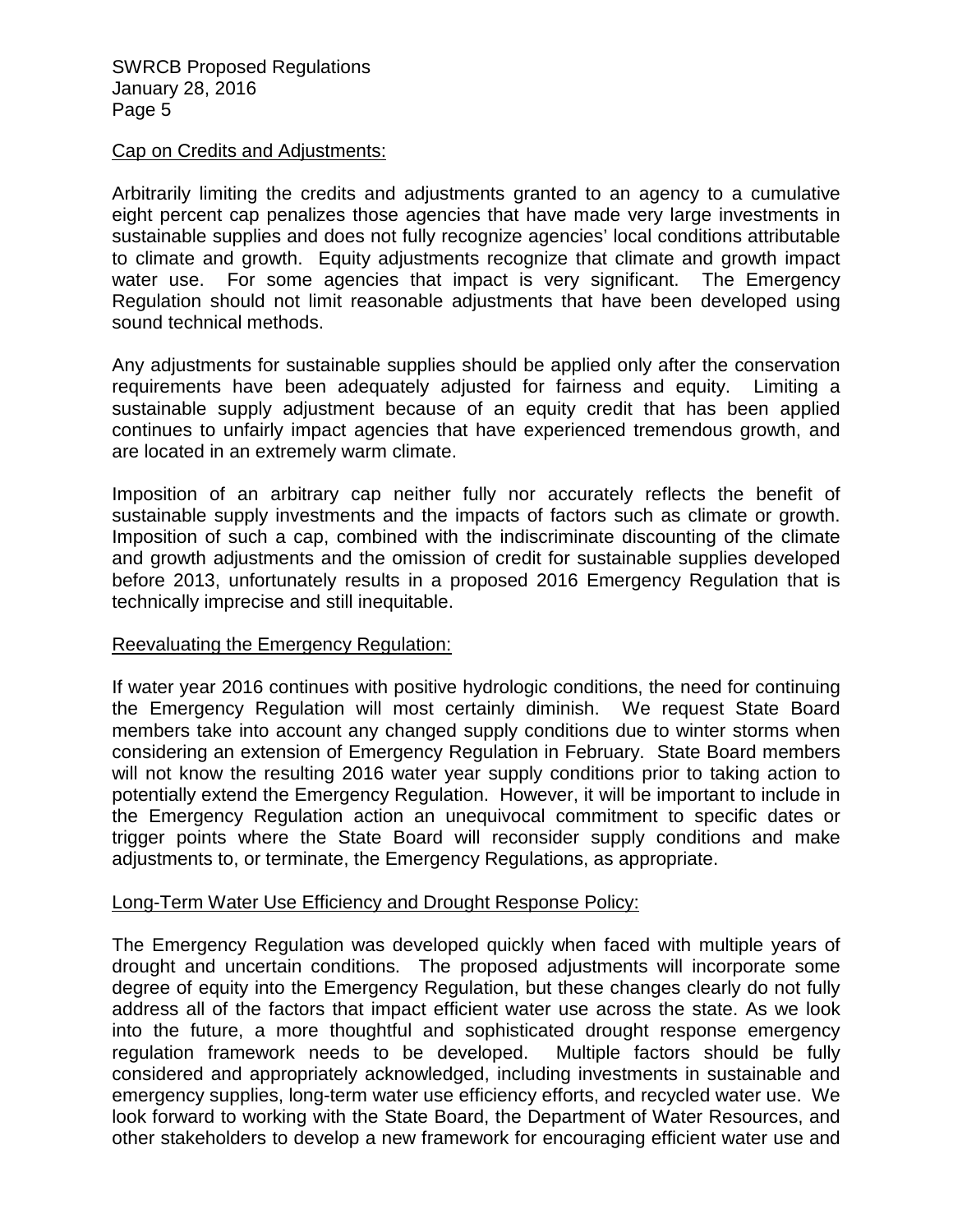## Cap on Credits and Adjustments:

Arbitrarily limiting the credits and adjustments granted to an agency to a cumulative eight percent cap penalizes those agencies that have made very large investments in sustainable supplies and does not fully recognize agencies' local conditions attributable to climate and growth. Equity adjustments recognize that climate and growth impact water use. For some agencies that impact is very significant. The Emergency Regulation should not limit reasonable adjustments that have been developed using sound technical methods.

Any adjustments for sustainable supplies should be applied only after the conservation requirements have been adequately adjusted for fairness and equity. Limiting a sustainable supply adjustment because of an equity credit that has been applied continues to unfairly impact agencies that have experienced tremendous growth, and are located in an extremely warm climate.

Imposition of an arbitrary cap neither fully nor accurately reflects the benefit of sustainable supply investments and the impacts of factors such as climate or growth. Imposition of such a cap, combined with the indiscriminate discounting of the climate and growth adjustments and the omission of credit for sustainable supplies developed before 2013, unfortunately results in a proposed 2016 Emergency Regulation that is technically imprecise and still inequitable.

## Reevaluating the Emergency Regulation:

If water year 2016 continues with positive hydrologic conditions, the need for continuing the Emergency Regulation will most certainly diminish. We request State Board members take into account any changed supply conditions due to winter storms when considering an extension of Emergency Regulation in February. State Board members will not know the resulting 2016 water year supply conditions prior to taking action to potentially extend the Emergency Regulation. However, it will be important to include in the Emergency Regulation action an unequivocal commitment to specific dates or trigger points where the State Board will reconsider supply conditions and make adjustments to, or terminate, the Emergency Regulations, as appropriate.

## Long-Term Water Use Efficiency and Drought Response Policy:

The Emergency Regulation was developed quickly when faced with multiple years of drought and uncertain conditions. The proposed adjustments will incorporate some degree of equity into the Emergency Regulation, but these changes clearly do not fully address all of the factors that impact efficient water use across the state. As we look into the future, a more thoughtful and sophisticated drought response emergency regulation framework needs to be developed. Multiple factors should be fully considered and appropriately acknowledged, including investments in sustainable and emergency supplies, long-term water use efficiency efforts, and recycled water use. We look forward to working with the State Board, the Department of Water Resources, and other stakeholders to develop a new framework for encouraging efficient water use and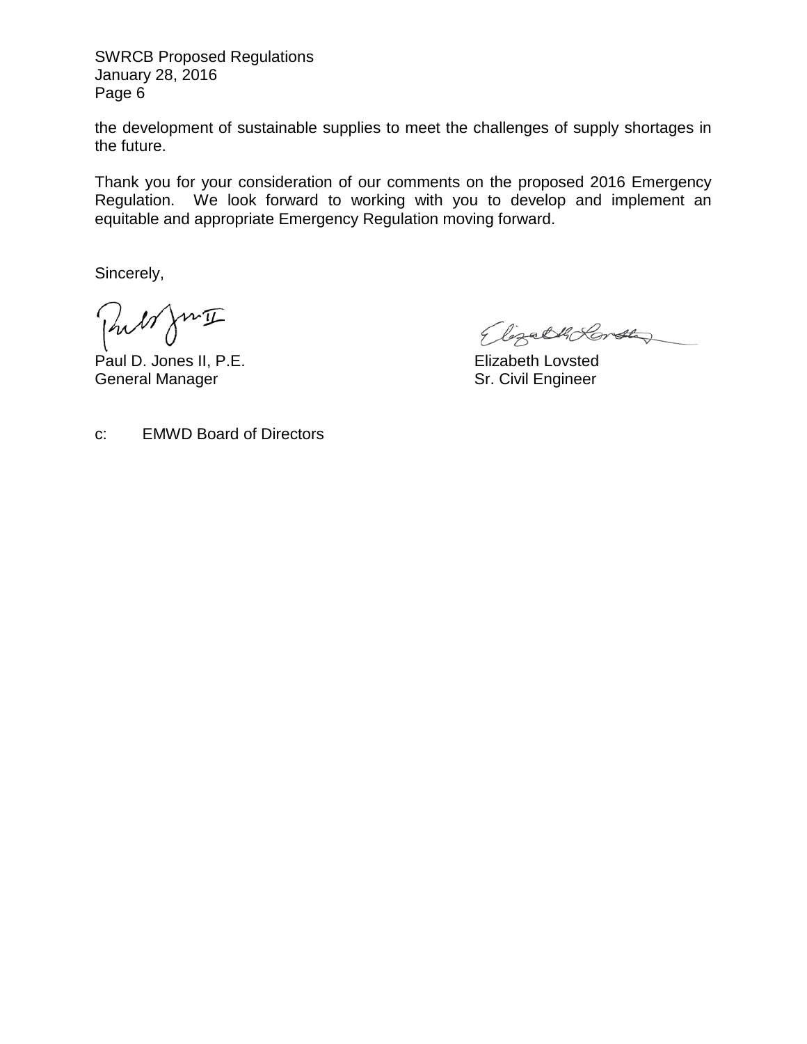the development of sustainable supplies to meet the challenges of supply shortages in the future.

Thank you for your consideration of our comments on the proposed 2016 Emergency Regulation. We look forward to working with you to develop and implement an equitable and appropriate Emergency Regulation moving forward.

Sincerely,

Paul D. Jones II, P.E.
General Manager

Elizabeth Lovsted
Sr. Civil Engineer

c: EMWD Board of Directors